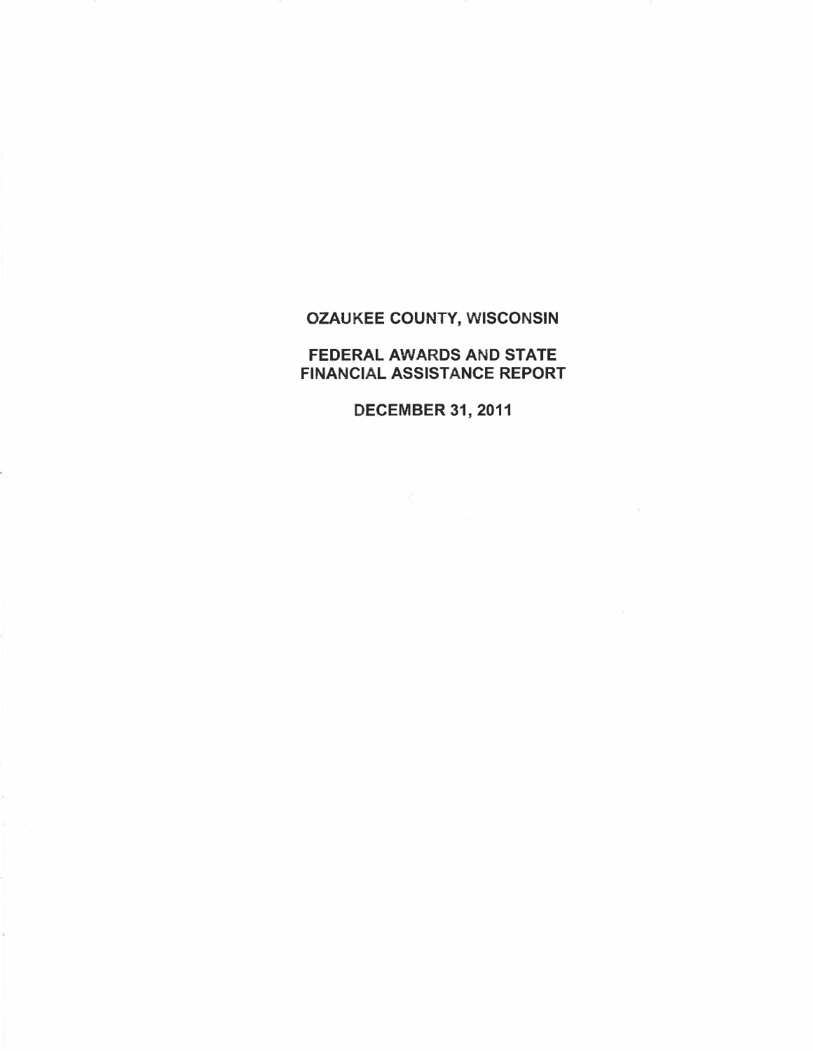# OZAUKEE COUNTY, WISCONSIN

## FEDERAL AWARDS AND STATE FINANCIAL ASSISTANCE REPORT

## DECEMBER 31, 2011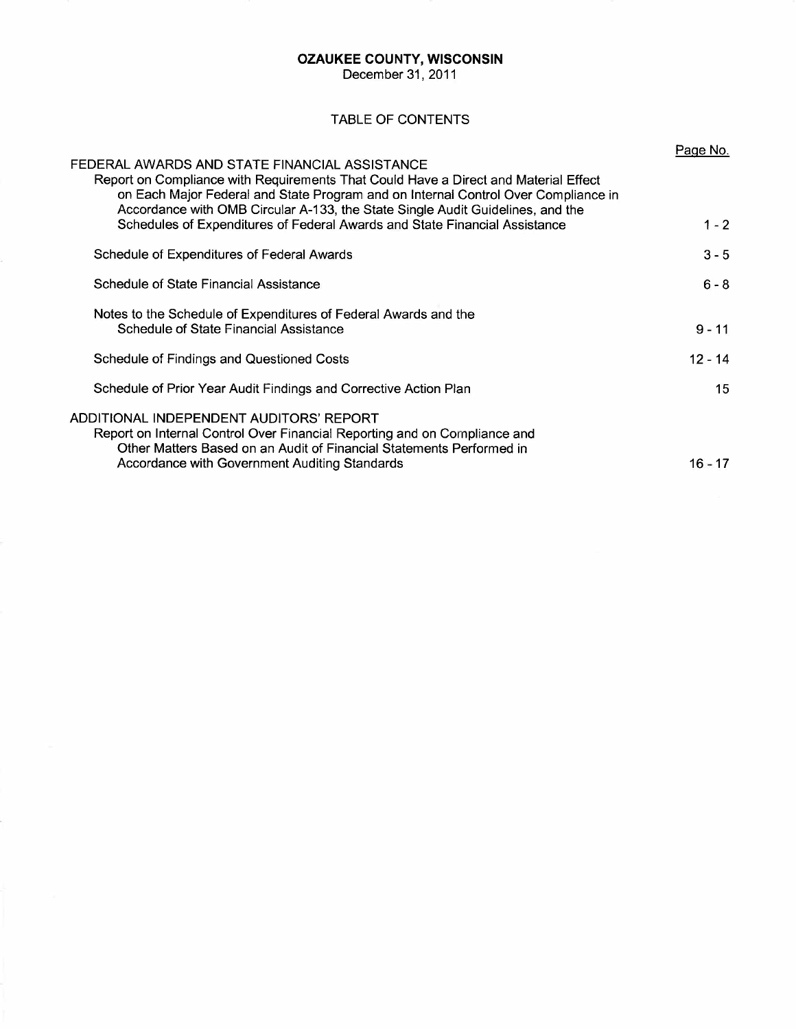# OZAUKEE COUNTY, WISCONSIN

December 31, 2011

## TABLE OF CONTENTS

| | Page No. |
|---|---|
| FEDERAL AWARDS AND STATE FINANCIAL ASSISTANCE | |
| Report on Compliance with Requirements That Could Have a Direct and Material Effect on Each Major Federal and State Program and on Internal Control Over Compliance in Accordance with OMB Circular A-133, the State Single Audit Guidelines, and the Schedules of Expenditures of Federal Awards and State Financial Assistance | 1 - 2 |
| Schedule of Expenditures of Federal Awards | 3 - 5 |
| Schedule of State Financial Assistance | 6 - 8 |
| Notes to the Schedule of Expenditures of Federal Awards and the Schedule of State Financial Assistance | 9 - 11 |
| Schedule of Findings and Questioned Costs | 12 - 14 |
| Schedule of Prior Year Audit Findings and Corrective Action Plan | 15 |
| ADDITIONAL INDEPENDENT AUDITORS' REPORT | |
| Report on Internal Control Over Financial Reporting and on Compliance and Other Matters Based on an Audit of Financial Statements Performed in Accordance with Government Auditing Standards | 16 - 17 |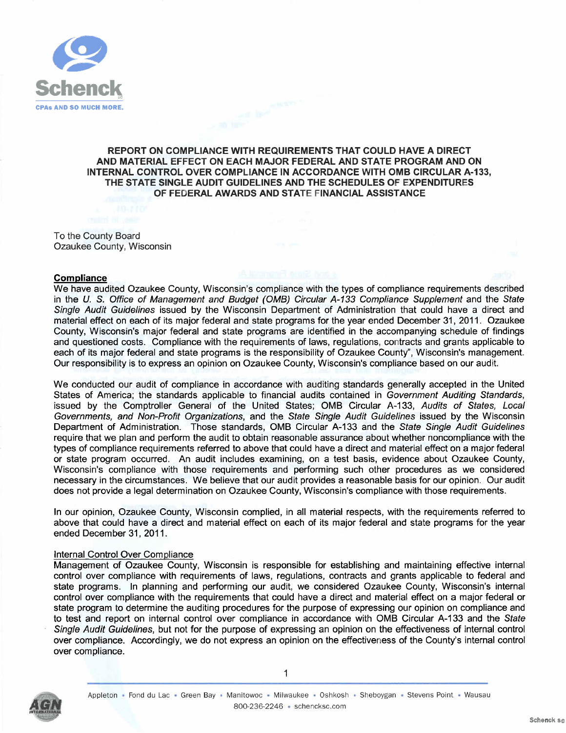## REPORT ON COMPLIANCE WITH REQUIREMENTS THAT COULD HAVE A DIRECT AND MATERIAL EFFECT ON EACH MAJOR FEDERAL AND STATE PROGRAM AND ON INTERNAL CONTROL OVER COMPLIANCE IN ACCORDANCE WITH OMB CIRCULAR A-133, THE STATE SINGLE AUDIT GUIDELINES AND THE SCHEDULES OF EXPENDITURES OF FEDERAL AWARDS AND STATE FINANCIAL ASSISTANCE

To the County Board
Ozaukee County, Wisconsin

### Compliance

We have audited Ozaukee County, Wisconsin's compliance with the types of compliance requirements described in the *U. S. Office of Management and Budget (OMB) Circular A-133 Compliance Supplement* and the *State Single Audit Guidelines* issued by the Wisconsin Department of Administration that could have a direct and material effect on each of its major federal and state programs for the year ended December 31, 2011. Ozaukee County, Wisconsin's major federal and state programs are identified in the accompanying schedule of findings and questioned costs. Compliance with the requirements of laws, regulations, contracts and grants applicable to each of its major federal and state programs is the responsibility of Ozaukee County", Wisconsin's management. Our responsibility is to express an opinion on Ozaukee County, Wisconsin's compliance based on our audit.

We conducted our audit of compliance in accordance with auditing standards generally accepted in the United States of America; the standards applicable to financial audits contained in *Government Auditing Standards*, issued by the Comptroller General of the United States; OMB Circular A-133, *Audits of States, Local Governments, and Non-Profit Organizations*, and the *State Single Audit Guidelines* issued by the Wisconsin Department of Administration. Those standards, OMB Circular A-133 and the *State Single Audit Guidelines* require that we plan and perform the audit to obtain reasonable assurance about whether noncompliance with the types of compliance requirements referred to above that could have a direct and material effect on a major federal or state program occurred. An audit includes examining, on a test basis, evidence about Ozaukee County, Wisconsin's compliance with those requirements and performing such other procedures as we considered necessary in the circumstances. We believe that our audit provides a reasonable basis for our opinion. Our audit does not provide a legal determination on Ozaukee County, Wisconsin's compliance with those requirements.

In our opinion, Ozaukee County, Wisconsin complied, in all material respects, with the requirements referred to above that could have a direct and material effect on each of its major federal and state programs for the year ended December 31, 2011.

### Internal Control Over Compliance

Management of Ozaukee County, Wisconsin is responsible for establishing and maintaining effective internal control over compliance with requirements of laws, regulations, contracts and grants applicable to federal and state programs. In planning and performing our audit, we considered Ozaukee County, Wisconsin's internal control over compliance with the requirements that could have a direct and material effect on a major federal or state program to determine the auditing procedures for the purpose of expressing our opinion on compliance and to test and report on internal control over compliance in accordance with OMB Circular A-133 and the *State Single Audit Guidelines*, but not for the purpose of expressing an opinion on the effectiveness of internal control over compliance. Accordingly, we do not express an opinion on the effectiveness of the County's internal control over compliance.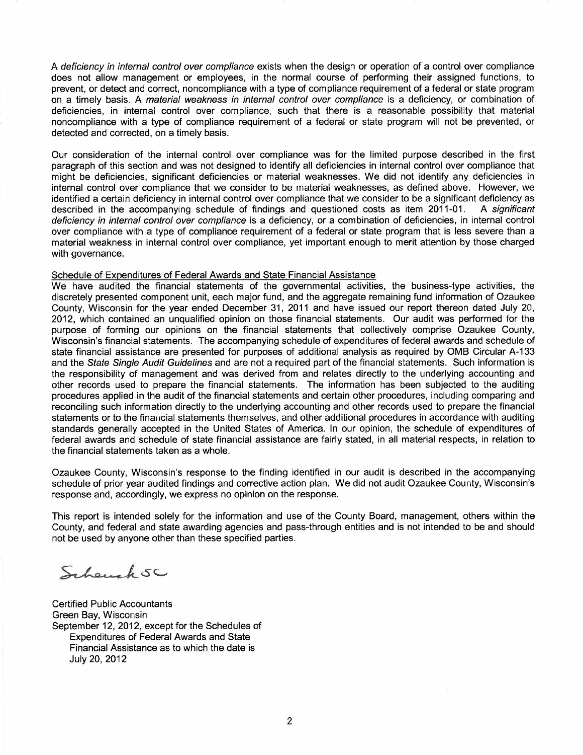A *deficiency in internal control over compliance* exists when the design or operation of a control over compliance does not allow management or employees, in the normal course of performing their assigned functions, to prevent, or detect and correct, noncompliance with a type of compliance requirement of a federal or state program on a timely basis. A *material weakness in internal control over compliance* is a deficiency, or combination of deficiencies, in internal control over compliance, such that there is a reasonable possibility that material noncompliance with a type of compliance requirement of a federal or state program will not be prevented, or detected and corrected, on a timely basis.

Our consideration of the internal control over compliance was for the limited purpose described in the first paragraph of this section and was not designed to identify all deficiencies in internal control over compliance that might be deficiencies, significant deficiencies or material weaknesses. We did not identify any deficiencies in internal control over compliance that we consider to be material weaknesses, as defined above. However, we identified a certain deficiency in internal control over compliance that we consider to be a significant deficiency as described in the accompanying schedule of findings and questioned costs as item 2011-01. A *significant deficiency in internal control over compliance* is a deficiency, or a combination of deficiencies, in internal control over compliance with a type of compliance requirement of a federal or state program that is less severe than a material weakness in internal control over compliance, yet important enough to merit attention by those charged with governance.

Schedule of Expenditures of Federal Awards and State Financial Assistance

We have audited the financial statements of the governmental activities, the business-type activities, the discretely presented component unit, each major fund, and the aggregate remaining fund information of Ozaukee County, Wisconsin for the year ended December 31, 2011 and have issued our report thereon dated July 20, 2012, which contained an unqualified opinion on those financial statements. Our audit was performed for the purpose of forming our opinions on the financial statements that collectively comprise Ozaukee County, Wisconsin's financial statements. The accompanying schedule of expenditures of federal awards and schedule of state financial assistance are presented for purposes of additional analysis as required by OMB Circular A-133 and the *State Single Audit Guidelines* and are not a required part of the financial statements. Such information is the responsibility of management and was derived from and relates directly to the underlying accounting and other records used to prepare the financial statements. The information has been subjected to the auditing procedures applied in the audit of the financial statements and certain other procedures, including comparing and reconciling such information directly to the underlying accounting and other records used to prepare the financial statements or to the financial statements themselves, and other additional procedures in accordance with auditing standards generally accepted in the United States of America. In our opinion, the schedule of expenditures of federal awards and schedule of state financial assistance are fairly stated, in all material respects, in relation to the financial statements taken as a whole.

Ozaukee County, Wisconsin's response to the finding identified in our audit is described in the accompanying schedule of prior year audited findings and corrective action plan. We did not audit Ozaukee County, Wisconsin's response and, accordingly, we express no opinion on the response.

This report is intended solely for the information and use of the County Board, management, others within the County, and federal and state awarding agencies and pass-through entities and is not intended to be and should not be used by anyone other than these specified parties.

Schenck SC

Certified Public Accountants
Green Bay, Wisconsin
September 12, 2012, except for the Schedules of Expenditures of Federal Awards and State Financial Assistance as to which the date is July 20, 2012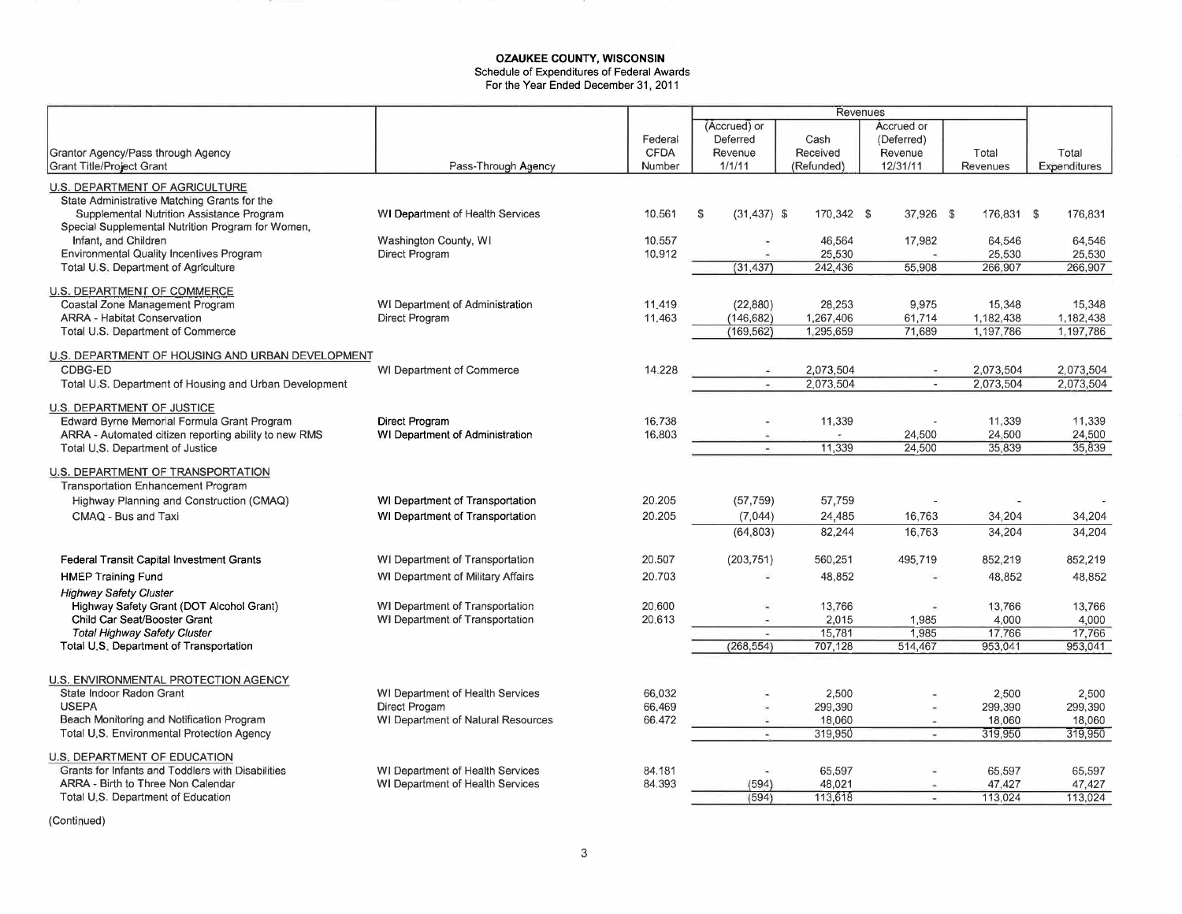**OZAUKEE COUNTY, WISCONSIN**
Schedule of Expenditures of Federal Awards
For the Year Ended December 31, 2011

| Grantor Agency/Pass through Agency<br>Grant Title/Project Grant | Pass-Through Agency | Federal CFDA Number | Revenues<br>(Accrued) or Deferred Revenue 1/1/11 | Cash Received (Refunded) | Accrued or (Deferred) Revenue 12/31/11 | Total Revenues | Total Expenditures |
|---|---|---|---|---|---|---|---|
| U.S. DEPARTMENT OF AGRICULTURE | | | | | | | |
| State Administrative Matching Grants for the Supplemental Nutrition Assistance Program | WI Department of Health Services | 10.561 | $ (31,437) | $ 170,342 | $ 37,926 | $ 176,831 | $ 176,831 |
| Special Supplemental Nutrition Program for Women, Infant, and Children | Washington County, WI | 10.557 | - | 46,564 | 17,982 | 64,546 | 64,546 |
| Environmental Quality Incentives Program | Direct Program | 10.912 | - | 25,530 | - | 25,530 | 25,530 |
| Total U.S. Department of Agriculture | | | (31,437) | 242,436 | 55,908 | 266,907 | 266,907 |
| U.S. DEPARTMENT OF COMMERCE | | | | | | | |
| Coastal Zone Management Program | WI Department of Administration | 11.419 | (22,880) | 28,253 | 9,975 | 15,348 | 15,348 |
| ARRA - Habitat Conservation | Direct Program | 11.463 | (146,682) | 1,267,406 | 61,714 | 1,182,438 | 1,182,438 |
| Total U.S. Department of Commerce | | | (169,562) | 1,295,659 | 71,689 | 1,197,786 | 1,197,786 |
| U.S. DEPARTMENT OF HOUSING AND URBAN DEVELOPMENT | | | | | | | |
| CDBG-ED | WI Department of Commerce | 14.228 | - | 2,073,504 | - | 2,073,504 | 2,073,504 |
| Total U.S. Department of Housing and Urban Development | | | - | 2,073,504 | - | 2,073,504 | 2,073,504 |
| U.S. DEPARTMENT OF JUSTICE | | | | | | | |
| Edward Byrne Memorial Formula Grant Program | Direct Program | 16.738 | - | 11,339 | - | 11,339 | 11,339 |
| ARRA - Automated citizen reporting ability to new RMS | WI Department of Administration | 16.803 | - | - | 24,500 | 24,500 | 24,500 |
| Total U.S. Department of Justice | | | - | 11,339 | 24,500 | 35,839 | 35,839 |
| U.S. DEPARTMENT OF TRANSPORTATION | | | | | | | |
| Transportation Enhancement Program | | | | | | | |
| Highway Planning and Construction (CMAQ) | WI Department of Transportation | 20.205 | (57,759) | 57,759 | - | - | - |
| CMAQ - Bus and Taxi | WI Department of Transportation | 20.205 | (7,044) | 24,485 | 16,763 | 34,204 | 34,204 |
| | | | (64,803) | 82,244 | 16,763 | 34,204 | 34,204 |
| Federal Transit Capital Investment Grants | WI Department of Transportation | 20.507 | (203,751) | 560,251 | 495,719 | 852,219 | 852,219 |
| HMEP Training Fund | WI Department of Military Affairs | 20.703 | - | 48,852 | - | 48,852 | 48,852 |
| *Highway Safety Cluster* | | | | | | | |
| Highway Safety Grant (DOT Alcohol Grant) | WI Department of Transportation | 20.600 | - | 13,766 | - | 13,766 | 13,766 |
| Child Car Seat/Booster Grant | WI Department of Transportation | 20.613 | - | 2,015 | 1,985 | 4,000 | 4,000 |
| *Total Highway Safety Cluster* | | | - | 15,781 | 1,985 | 17,766 | 17,766 |
| Total U.S. Department of Transportation | | | (268,554) | 707,128 | 514,467 | 953,041 | 953,041 |
| U.S. ENVIRONMENTAL PROTECTION AGENCY | | | | | | | |
| State Indoor Radon Grant | WI Department of Health Services | 66.032 | - | 2,500 | - | 2,500 | 2,500 |
| USEPA | Direct Progam | 66.469 | - | 299,390 | - | 299,390 | 299,390 |
| Beach Monitoring and Notification Program | WI Department of Natural Resources | 66.472 | - | 18,060 | - | 18,060 | 18,060 |
| Total U.S. Environmental Protection Agency | | | - | 319,950 | - | 319,950 | 319,950 |
| U.S. DEPARTMENT OF EDUCATION | | | | | | | |
| Grants for Infants and Toddlers with Disabilities | WI Department of Health Services | 84.181 | - | 65,597 | - | 65,597 | 65,597 |
| ARRA - Birth to Three Non Calendar | WI Department of Health Services | 84.393 | (594) | 48,021 | - | 47,427 | 47,427 |
| Total U.S. Department of Education | | | (594) | 113,618 | - | 113,024 | 113,024 |

(Continued)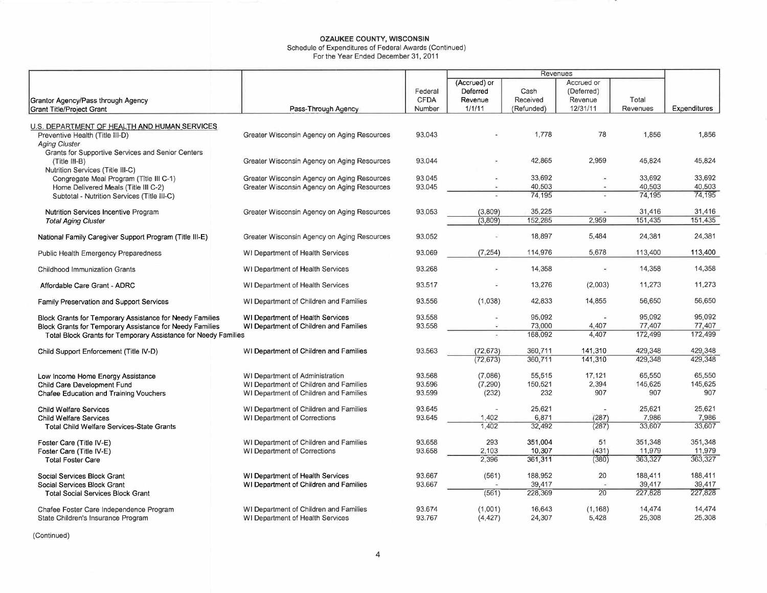**OZAUKEE COUNTY, WISCONSIN**
Schedule of Expenditures of Federal Awards (Continued)
For the Year Ended December 31, 2011

| Grantor Agency/Pass through Agency Grant Title/Project Grant | Pass-Through Agency | Federal CFDA Number | Revenues (Accrued) or Deferred Revenue 1/1/11 | Cash Received (Refunded) | Accrued or (Deferred) Revenue 12/31/11 | Total Revenues | Expenditures |
|---|---|---|---|---|---|---|---|
| U.S. DEPARTMENT OF HEALTH AND HUMAN SERVICES | | | | | | | |
| Preventive Health (Title III-D) | Greater Wisconsin Agency on Aging Resources | 93.043 | - | 1,778 | 78 | 1,856 | 1,856 |
| *Aging Cluster* | | | | | | | |
| Grants for Supportive Services and Senior Centers (Title III-B) | Greater Wisconsin Agency on Aging Resources | 93.044 | - | 42,865 | 2,959 | 45,824 | 45,824 |
| Nutrition Services (Title III-C) | | | | | | | |
| Congregate Meal Program (Title III C-1) | Greater Wisconsin Agency on Aging Resources | 93.045 | - | 33,692 | - | 33,692 | 33,692 |
| Home Delivered Meals (Title III C-2) | Greater Wisconsin Agency on Aging Resources | 93.045 | - | 40,503 | - | 40,503 | 40,503 |
| Subtotal - Nutrition Services (Title III-C) | | | - | 74,195 | - | 74,195 | 74,195 |
| Nutrition Services Incentive Program | Greater Wisconsin Agency on Aging Resources | 93.053 | (3,809) | 35,225 | - | 31,416 | 31,416 |
| *Total Aging Cluster* | | | (3,809) | 152,285 | 2,959 | 151,435 | 151,435 |
| National Family Caregiver Support Program (Title III-E) | Greater Wisconsin Agency on Aging Resources | 93.052 | - | 18,897 | 5,484 | 24,381 | 24,381 |
| Public Health Emergency Preparedness | WI Department of Health Services | 93.069 | (7,254) | 114,976 | 5,678 | 113,400 | 113,400 |
| Childhood Immunization Grants | WI Department of Health Services | 93.268 | - | 14,358 | - | 14,358 | 14,358 |
| Affordable Care Grant - ADRC | WI Department of Health Services | 93.517 | - | 13,276 | (2,003) | 11,273 | 11,273 |
| Family Preservation and Support Services | WI Department of Children and Families | 93.556 | (1,038) | 42,833 | 14,855 | 56,650 | 56,650 |
| Block Grants for Temporary Assistance for Needy Families | WI Department of Health Services | 93.558 | - | 95,092 | - | 95,092 | 95,092 |
| Block Grants for Temporary Assistance for Needy Families | WI Department of Children and Families | 93.558 | - | 73,000 | 4,407 | 77,407 | 77,407 |
| Total Block Grants for Temporary Assistance for Needy Families | | | - | 168,092 | 4,407 | 172,499 | 172,499 |
| Child Support Enforcement (Title IV-D) | WI Department of Children and Families | 93.563 | (72,673) | 360,711 | 141,310 | 429,348 | 429,348 |
| | | | (72,673) | 360,711 | 141,310 | 429,348 | 429,348 |
| Low Income Home Energy Assistance | WI Department of Administration | 93.568 | (7,086) | 55,515 | 17,121 | 65,550 | 65,550 |
| Child Care Development Fund | WI Department of Children and Families | 93.596 | (7,290) | 150,521 | 2,394 | 145,625 | 145,625 |
| Chafee Education and Training Vouchers | WI Department of Children and Families | 93.599 | (232) | 232 | 907 | 907 | 907 |
| Child Welfare Services | WI Department of Children and Families | 93.645 | - | 25,621 | - | 25,621 | 25,621 |
| Child Welfare Services | WI Department of Corrections | 93.645 | 1,402 | 6,871 | (287) | 7,986 | 7,986 |
| Total Child Welfare Services-State Grants | | | 1,402 | 32,492 | (287) | 33,607 | 33,607 |
| Foster Care (Title IV-E) | WI Department of Children and Families | 93.658 | 293 | 351,004 | 51 | 351,348 | 351,348 |
| Foster Care (Title IV-E) | WI Department of Corrections | 93.658 | 2,103 | 10,307 | (431) | 11,979 | 11,979 |
| Total Foster Care | | | 2,396 | 361,311 | (380) | 363,327 | 363,327 |
| Social Services Block Grant | WI Department of Health Services | 93.667 | (561) | 188,952 | 20 | 188,411 | 188,411 |
| Social Services Block Grant | WI Department of Children and Families | 93.667 | - | 39,417 | - | 39,417 | 39,417 |
| Total Social Services Block Grant | | | (561) | 228,369 | 20 | 227,828 | 227,828 |
| Chafee Foster Care Independence Program | WI Department of Children and Families | 93.674 | (1,001) | 16,643 | (1,168) | 14,474 | 14,474 |
| State Children's Insurance Program | WI Department of Health Services | 93.767 | (4,427) | 24,307 | 5,428 | 25,308 | 25,308 |

(Continued)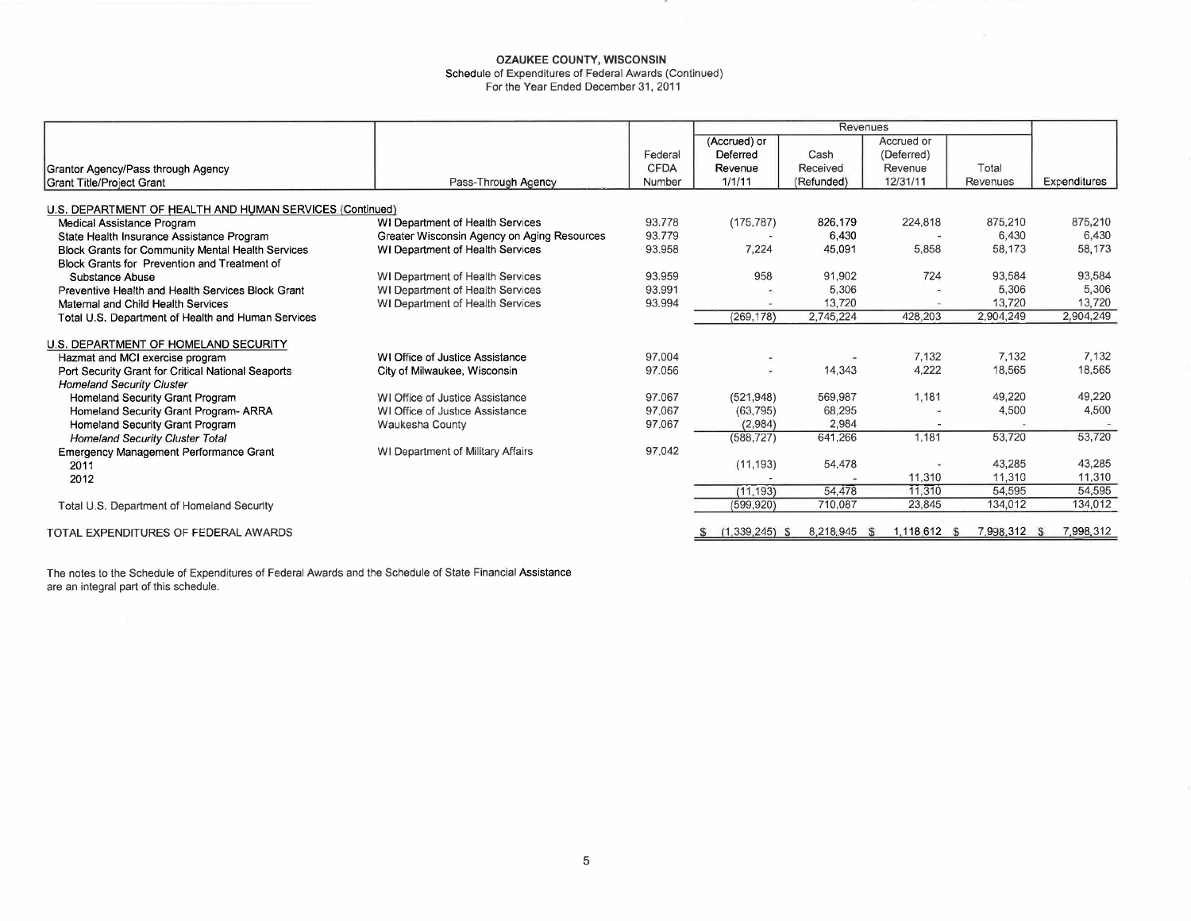**OZAUKEE COUNTY, WISCONSIN**
Schedule of Expenditures of Federal Awards (Continued)
For the Year Ended December 31, 2011

| Grantor Agency/Pass through Agency Grant Title/Project Grant | Pass-Through Agency | Federal CFDA Number | Revenues | | | | Expenditures |
|---|---|---|---|---|---|---|---|
| | | | (Accrued) or Deferred Revenue 1/1/11 | Cash Received (Refunded) | Accrued or (Deferred) Revenue 12/31/11 | Total Revenues | |
| U.S. DEPARTMENT OF HEALTH AND HUMAN SERVICES (Continued) | | | | | | | |
| Medical Assistance Program | WI Department of Health Services | 93.778 | (175,787) | 826,179 | 224,818 | 875,210 | 875,210 |
| State Health Insurance Assistance Program | Greater Wisconsin Agency on Aging Resources | 93.779 | - | 6,430 | - | 6,430 | 6,430 |
| Block Grants for Community Mental Health Services | WI Department of Health Services | 93.958 | 7,224 | 45,091 | 5,858 | 58,173 | 58,173 |
| Block Grants for Prevention and Treatment of Substance Abuse | WI Department of Health Services | 93.959 | 958 | 91,902 | 724 | 93,584 | 93,584 |
| Preventive Health and Health Services Block Grant | WI Department of Health Services | 93.991 | - | 5,306 | - | 5,306 | 5,306 |
| Maternal and Child Health Services | WI Department of Health Services | 93.994 | - | 13,720 | - | 13,720 | 13,720 |
| Total U.S. Department of Health and Human Services | | | (269,178) | 2,745,224 | 428,203 | 2,904,249 | 2,904,249 |
| U.S. DEPARTMENT OF HOMELAND SECURITY | | | | | | | |
| Hazmat and MCI exercise program | WI Office of Justice Assistance | 97.004 | - | - | 7,132 | 7,132 | 7,132 |
| Port Security Grant for Critical National Seaports | City of Milwaukee, Wisconsin | 97.056 | - | 14,343 | 4,222 | 18,565 | 18,565 |
| *Homeland Security Cluster* | | | | | | | |
| Homeland Security Grant Program | WI Office of Justice Assistance | 97.067 | (521,948) | 569,987 | 1,181 | 49,220 | 49,220 |
| Homeland Security Grant Program- ARRA | WI Office of Justice Assistance | 97.067 | (63,795) | 68,295 | - | 4,500 | 4,500 |
| Homeland Security Grant Program | Waukesha County | 97.067 | (2,984) | 2,984 | - | - | - |
| *Homeland Security Cluster Total* | | | (588,727) | 641,266 | 1,181 | 53,720 | 53,720 |
| Emergency Management Performance Grant | WI Department of Military Affairs | 97.042 | | | | | |
| 2011 | | | (11,193) | 54,478 | - | 43,285 | 43,285 |
| 2012 | | | - | - | 11,310 | 11,310 | 11,310 |
| | | | (11,193) | 54,478 | 11,310 | 54,595 | 54,595 |
| Total U.S. Department of Homeland Security | | | (599,920) | 710,087 | 23,845 | 134,012 | 134,012 |
| TOTAL EXPENDITURES OF FEDERAL AWARDS | | | $ (1,339,245) | $ 8,218,945 | $ 1,118,612 | $ 7,998,312 | $ 7,998,312 |

The notes to the Schedule of Expenditures of Federal Awards and the Schedule of State Financial Assistance are an integral part of this schedule.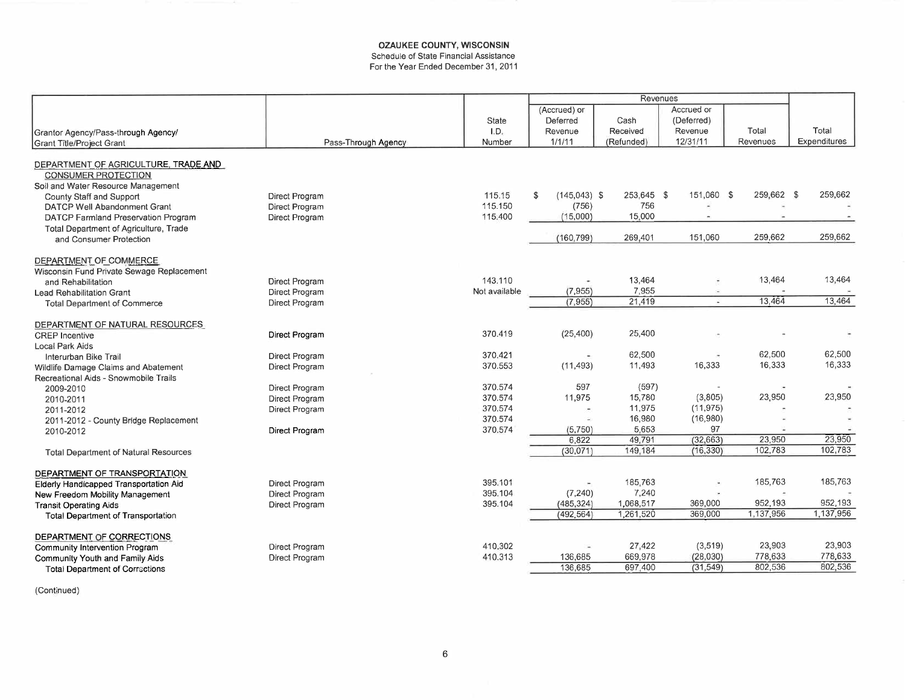**OZAUKEE COUNTY, WISCONSIN**
Schedule of State Financial Assistance
For the Year Ended December 31, 2011

| Grantor Agency/Pass-through Agency/ Grant Title/Project Grant | Pass-Through Agency | State I.D. Number | Revenues (Accrued) or Deferred Revenue 1/1/11 | Cash Received (Refunded) | Accrued or (Deferred) Revenue 12/31/11 | Total Revenues | Total Expenditures |
|---|---|---|---|---|---|---|---|
| DEPARTMENT OF AGRICULTURE, TRADE AND CONSUMER PROTECTION | | | | | | | |
| Soil and Water Resource Management | | | | | | | |
| County Staff and Support | Direct Program | 115.15 | $ (145,043) | $ 253,645 | $ 151,060 | $ 259,662 | $ 259,662 |
| DATCP Well Abandonment Grant | Direct Program | 115.150 | (756) | 756 | - | - | - |
| DATCP Farmland Preservation Program | Direct Program | 115.400 | (15,000) | 15,000 | - | - | - |
| Total Department of Agriculture, Trade and Consumer Protection | | | (160,799) | 269,401 | 151,060 | 259,662 | 259,662 |
| DEPARTMENT OF COMMERCE | | | | | | | |
| Wisconsin Fund Private Sewage Replacement and Rehabilitation | Direct Program | 143.110 | - | 13,464 | - | 13,464 | 13,464 |
| Lead Rehabilitation Grant | Direct Program | Not available | (7,955) | 7,955 | - | - | - |
| Total Department of Commerce | Direct Program | | (7,955) | 21,419 | - | 13,464 | 13,464 |
| DEPARTMENT OF NATURAL RESOURCES | | | | | | | |
| CREP Incentive | Direct Program | 370.419 | (25,400) | 25,400 | - | - | - |
| Local Park Aids | | | | | | | |
| Interurban Bike Trail | Direct Program | 370.421 | - | 62,500 | - | 62,500 | 62,500 |
| Wildlife Damage Claims and Abatement | Direct Program | 370.553 | (11,493) | 11,493 | 16,333 | 16,333 | 16,333 |
| Recreational Aids - Snowmobile Trails | | | | | | | |
| 2009-2010 | Direct Program | 370.574 | 597 | (597) | - | - | - |
| 2010-2011 | Direct Program | 370.574 | 11,975 | 15,780 | (3,805) | 23,950 | 23,950 |
| 2011-2012 | Direct Program | 370.574 | - | 11,975 | (11,975) | - | - |
| 2011-2012 - County Bridge Replacement | | 370.574 | - | 16,980 | (16,980) | - | - |
| 2010-2012 | Direct Program | 370.574 | (5,750) | 5,653 | 97 | - | - |
| | | | 6,822 | 49,791 | (32,663) | 23,950 | 23,950 |
| Total Department of Natural Resources | | | (30,071) | 149,184 | (16,330) | 102,783 | 102,783 |
| DEPARTMENT OF TRANSPORTATION | | | | | | | |
| Elderly Handicapped Transportation Aid | Direct Program | 395.101 | - | 185,763 | - | 185,763 | 185,763 |
| New Freedom Mobility Management | Direct Program | 395.104 | (7,240) | 7,240 | - | - | - |
| Transit Operating Aids | Direct Program | 395.104 | (485,324) | 1,068,517 | 369,000 | 952,193 | 952,193 |
| Total Department of Transportation | | | (492,564) | 1,261,520 | 369,000 | 1,137,956 | 1,137,956 |
| DEPARTMENT OF CORRECTIONS | | | | | | | |
| Community Intervention Program | Direct Program | 410.302 | - | 27,422 | (3,519) | 23,903 | 23,903 |
| Community Youth and Family Aids | Direct Program | 410.313 | 136,685 | 669,978 | (28,030) | 778,633 | 778,633 |
| Total Department of Corrections | | | 136,685 | 697,400 | (31,549) | 802,536 | 802,536 |

(Continued)